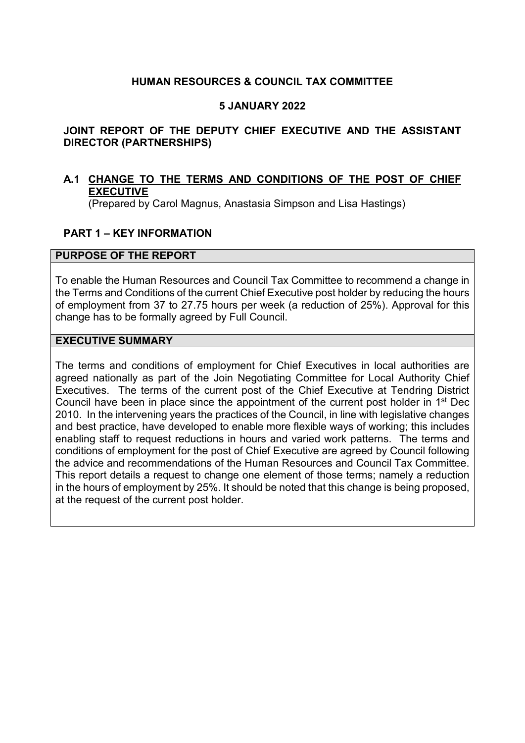**HUMAN RESOURCES & COUNCIL TAX COMMITTEE**

**5 JANUARY 2022**

**JOINT REPORT OF THE DEPUTY CHIEF EXECUTIVE AND THE ASSISTANT DIRECTOR (PARTNERSHIPS)**

## A.1 CHANGE TO THE TERMS AND CONDITIONS OF THE POST OF CHIEF EXECUTIVE

(Prepared by Carol Magnus, Anastasia Simpson and Lisa Hastings)

## PART 1 – KEY INFORMATION

### PURPOSE OF THE REPORT

To enable the Human Resources and Council Tax Committee to recommend a change in the Terms and Conditions of the current Chief Executive post holder by reducing the hours of employment from 37 to 27.75 hours per week (a reduction of 25%). Approval for this change has to be formally agreed by Full Council.

### EXECUTIVE SUMMARY

The terms and conditions of employment for Chief Executives in local authorities are agreed nationally as part of the Join Negotiating Committee for Local Authority Chief Executives. The terms of the current post of the Chief Executive at Tendring District Council have been in place since the appointment of the current post holder in 1st Dec 2010. In the intervening years the practices of the Council, in line with legislative changes and best practice, have developed to enable more flexible ways of working; this includes enabling staff to request reductions in hours and varied work patterns. The terms and conditions of employment for the post of Chief Executive are agreed by Council following the advice and recommendations of the Human Resources and Council Tax Committee. This report details a request to change one element of those terms; namely a reduction in the hours of employment by 25%. It should be noted that this change is being proposed, at the request of the current post holder.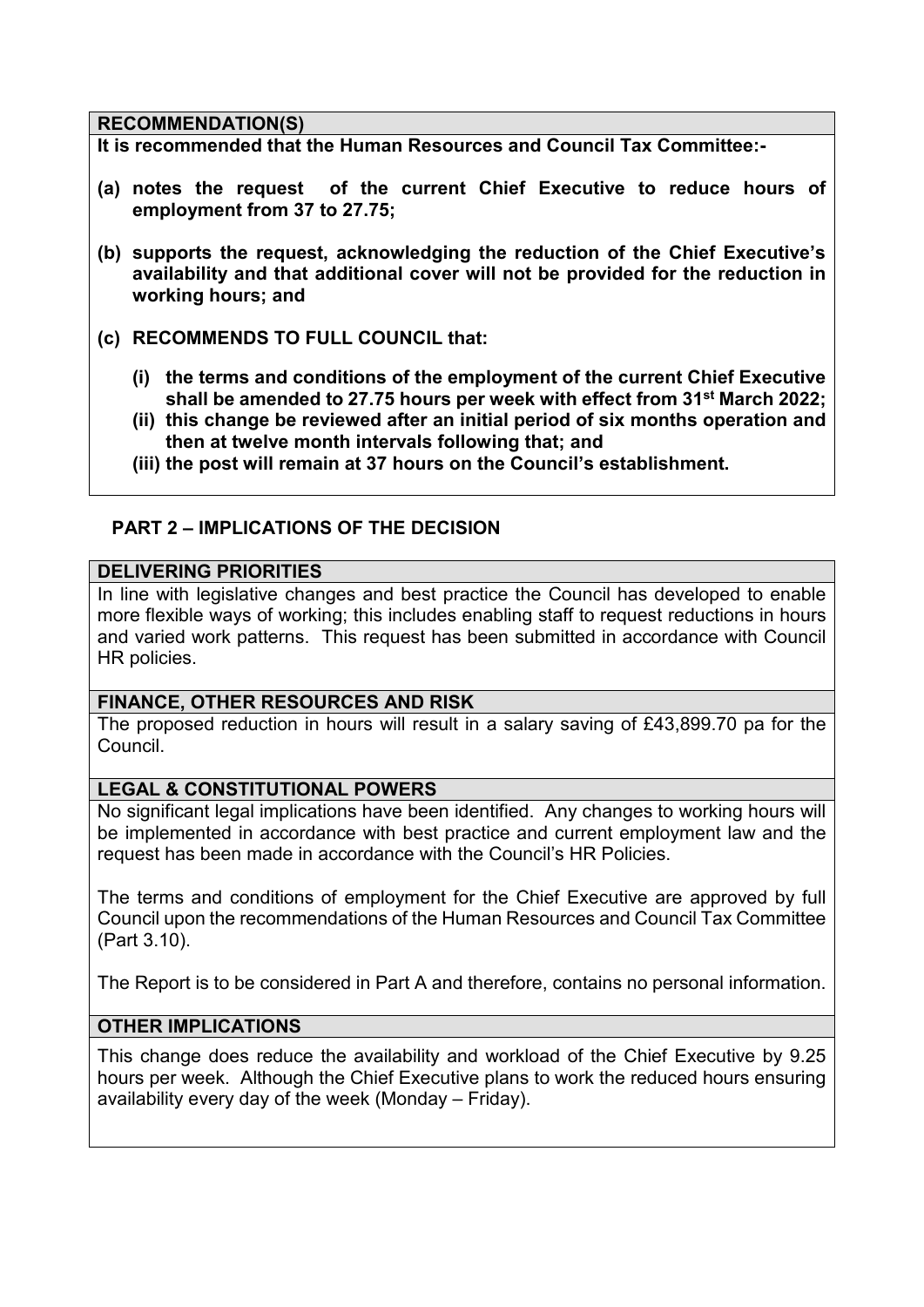**RECOMMENDATION(S)**

**It is recommended that the Human Resources and Council Tax Committee:-**

**(a) notes the request of the current Chief Executive to reduce hours of employment from 37 to 27.75;**

**(b) supports the request, acknowledging the reduction of the Chief Executive's availability and that additional cover will not be provided for the reduction in working hours; and**

**(c) RECOMMENDS TO FULL COUNCIL that:**

**(i) the terms and conditions of the employment of the current Chief Executive shall be amended to 27.75 hours per week with effect from 31st March 2022;**

**(ii) this change be reviewed after an initial period of six months operation and then at twelve month intervals following that; and**

**(iii) the post will remain at 37 hours on the Council's establishment.**

## PART 2 – IMPLICATIONS OF THE DECISION

**DELIVERING PRIORITIES**

In line with legislative changes and best practice the Council has developed to enable more flexible ways of working; this includes enabling staff to request reductions in hours and varied work patterns. This request has been submitted in accordance with Council HR policies.

**FINANCE, OTHER RESOURCES AND RISK**

The proposed reduction in hours will result in a salary saving of £43,899.70 pa for the Council.

**LEGAL & CONSTITUTIONAL POWERS**

No significant legal implications have been identified. Any changes to working hours will be implemented in accordance with best practice and current employment law and the request has been made in accordance with the Council's HR Policies.

The terms and conditions of employment for the Chief Executive are approved by full Council upon the recommendations of the Human Resources and Council Tax Committee (Part 3.10).

The Report is to be considered in Part A and therefore, contains no personal information.

**OTHER IMPLICATIONS**

This change does reduce the availability and workload of the Chief Executive by 9.25 hours per week. Although the Chief Executive plans to work the reduced hours ensuring availability every day of the week (Monday – Friday).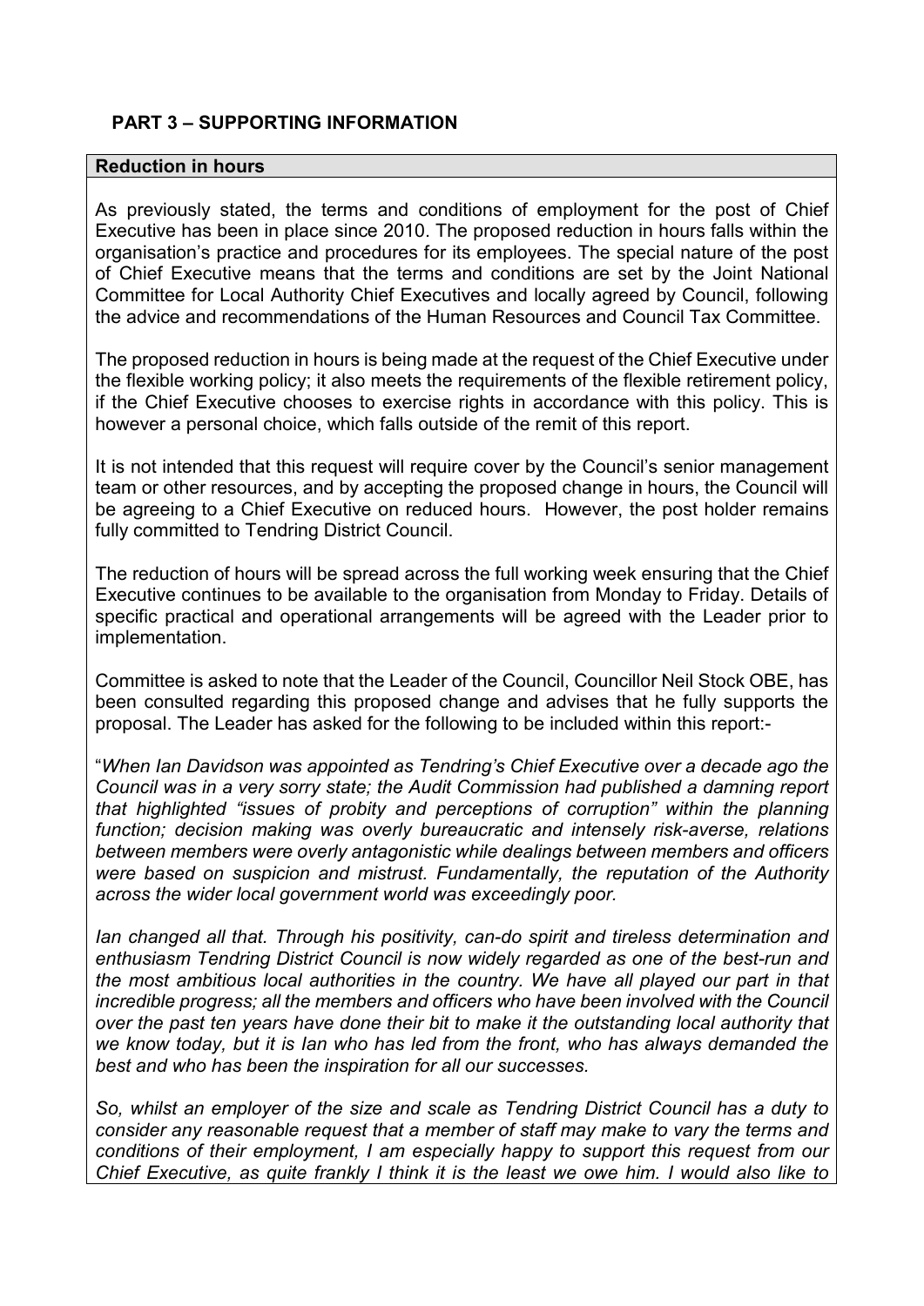## PART 3 – SUPPORTING INFORMATION

**Reduction in hours**

As previously stated, the terms and conditions of employment for the post of Chief Executive has been in place since 2010. The proposed reduction in hours falls within the organisation's practice and procedures for its employees. The special nature of the post of Chief Executive means that the terms and conditions are set by the Joint National Committee for Local Authority Chief Executives and locally agreed by Council, following the advice and recommendations of the Human Resources and Council Tax Committee.

The proposed reduction in hours is being made at the request of the Chief Executive under the flexible working policy; it also meets the requirements of the flexible retirement policy, if the Chief Executive chooses to exercise rights in accordance with this policy. This is however a personal choice, which falls outside of the remit of this report.

It is not intended that this request will require cover by the Council's senior management team or other resources, and by accepting the proposed change in hours, the Council will be agreeing to a Chief Executive on reduced hours. However, the post holder remains fully committed to Tendring District Council.

The reduction of hours will be spread across the full working week ensuring that the Chief Executive continues to be available to the organisation from Monday to Friday. Details of specific practical and operational arrangements will be agreed with the Leader prior to implementation.

Committee is asked to note that the Leader of the Council, Councillor Neil Stock OBE, has been consulted regarding this proposed change and advises that he fully supports the proposal. The Leader has asked for the following to be included within this report:-

"*When Ian Davidson was appointed as Tendring's Chief Executive over a decade ago the Council was in a very sorry state; the Audit Commission had published a damning report that highlighted "issues of probity and perceptions of corruption" within the planning function; decision making was overly bureaucratic and intensely risk-averse, relations between members were overly antagonistic while dealings between members and officers were based on suspicion and mistrust. Fundamentally, the reputation of the Authority across the wider local government world was exceedingly poor.*

*Ian changed all that. Through his positivity, can-do spirit and tireless determination and enthusiasm Tendring District Council is now widely regarded as one of the best-run and the most ambitious local authorities in the country. We have all played our part in that incredible progress; all the members and officers who have been involved with the Council over the past ten years have done their bit to make it the outstanding local authority that we know today, but it is Ian who has led from the front, who has always demanded the best and who has been the inspiration for all our successes.*

*So, whilst an employer of the size and scale as Tendring District Council has a duty to consider any reasonable request that a member of staff may make to vary the terms and conditions of their employment, I am especially happy to support this request from our Chief Executive, as quite frankly I think it is the least we owe him. I would also like to*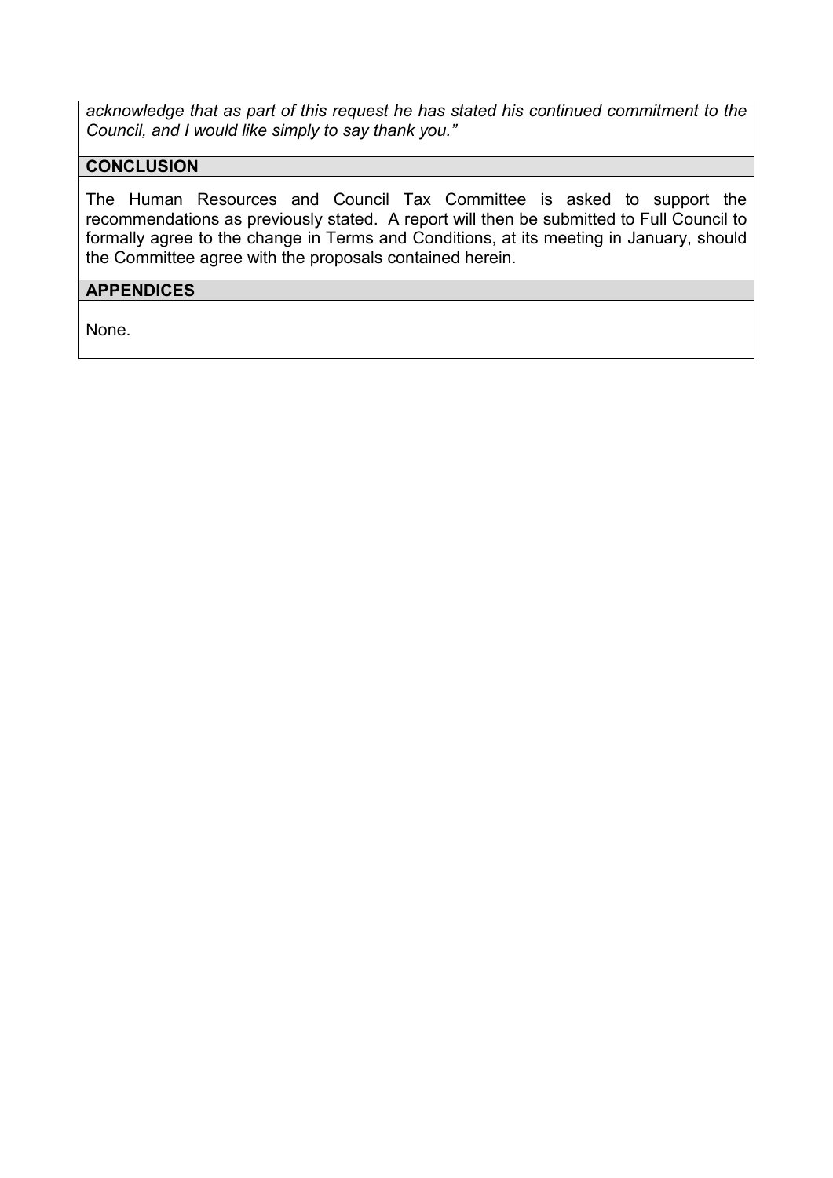*acknowledge that as part of this request he has stated his continued commitment to the Council, and I would like simply to say thank you."*

## CONCLUSION

The Human Resources and Council Tax Committee is asked to support the recommendations as previously stated. A report will then be submitted to Full Council to formally agree to the change in Terms and Conditions, at its meeting in January, should the Committee agree with the proposals contained herein.

## APPENDICES

None.